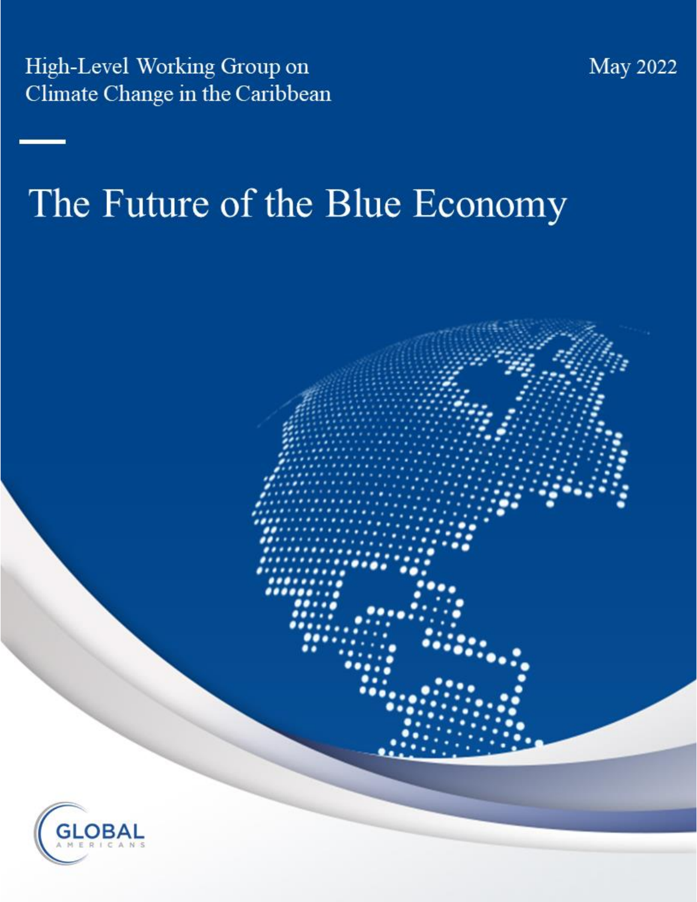High-Level Working Group on Climate Change in the Caribbean

May 2022

# The Future of the Blue Economy

GLOBAL AMERICANS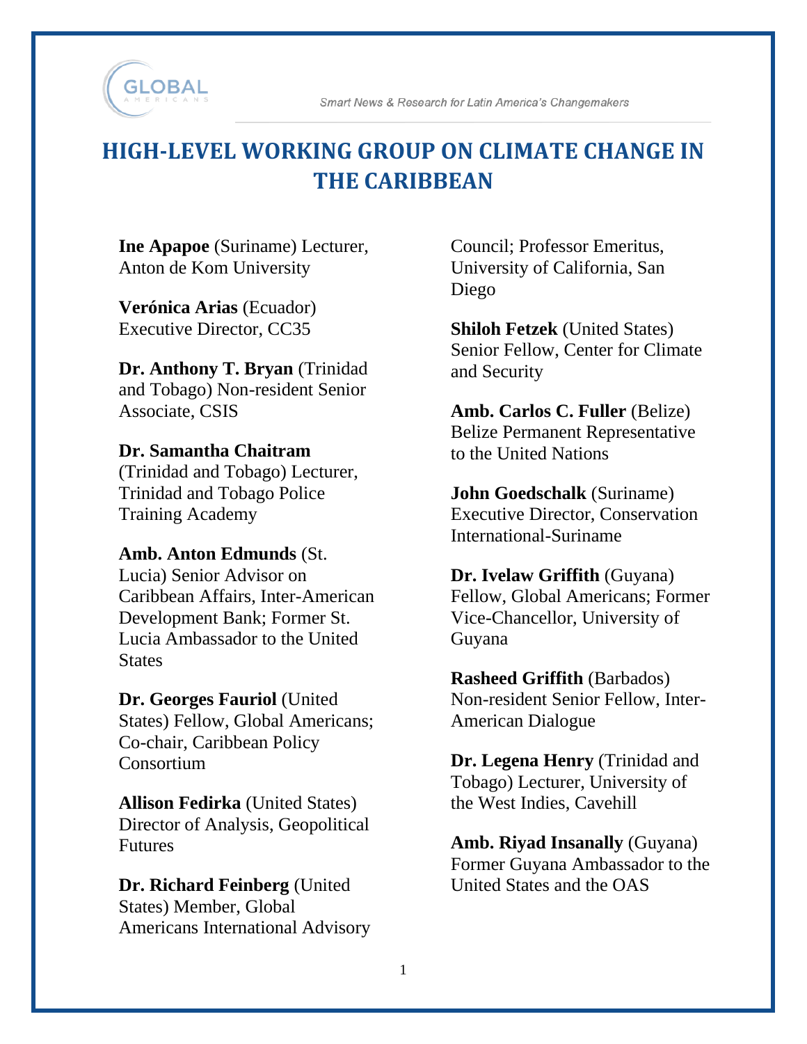# HIGH-LEVEL WORKING GROUP ON CLIMATE CHANGE IN THE CARIBBEAN

**Ine Apapoe** (Suriname) Lecturer, Anton de Kom University

**Verónica Arias** (Ecuador) Executive Director, CC35

**Dr. Anthony T. Bryan** (Trinidad and Tobago) Non-resident Senior Associate, CSIS

**Dr. Samantha Chaitram** (Trinidad and Tobago) Lecturer, Trinidad and Tobago Police Training Academy

**Amb. Anton Edmunds** (St. Lucia) Senior Advisor on Caribbean Affairs, Inter-American Development Bank; Former St. Lucia Ambassador to the United States

**Dr. Georges Fauriol** (United States) Fellow, Global Americans; Co-chair, Caribbean Policy Consortium

**Allison Fedirka** (United States) Director of Analysis, Geopolitical Futures

**Dr. Richard Feinberg** (United States) Member, Global Americans International Advisory Council; Professor Emeritus, University of California, San Diego

**Shiloh Fetzek** (United States) Senior Fellow, Center for Climate and Security

**Amb. Carlos C. Fuller** (Belize) Belize Permanent Representative to the United Nations

**John Goedschalk** (Suriname) Executive Director, Conservation International-Suriname

**Dr. Ivelaw Griffith** (Guyana) Fellow, Global Americans; Former Vice-Chancellor, University of Guyana

**Rasheed Griffith** (Barbados) Non-resident Senior Fellow, Inter-American Dialogue

**Dr. Legena Henry** (Trinidad and Tobago) Lecturer, University of the West Indies, Cavehill

**Amb. Riyad Insanally** (Guyana) Former Guyana Ambassador to the United States and the OAS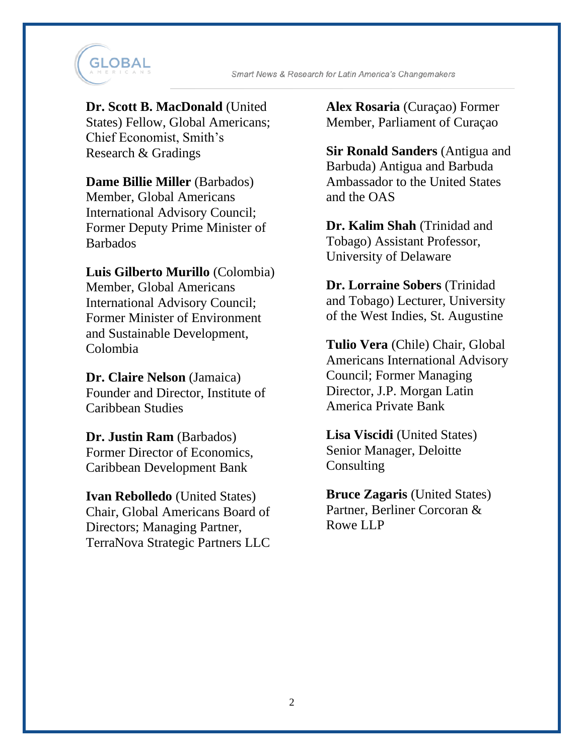**Dr. Scott B. MacDonald** (United States) Fellow, Global Americans; Chief Economist, Smith's Research & Gradings

**Dame Billie Miller** (Barbados) Member, Global Americans International Advisory Council; Former Deputy Prime Minister of Barbados

**Luis Gilberto Murillo** (Colombia) Member, Global Americans International Advisory Council; Former Minister of Environment and Sustainable Development, Colombia

**Dr. Claire Nelson** (Jamaica) Founder and Director, Institute of Caribbean Studies

**Dr. Justin Ram** (Barbados) Former Director of Economics, Caribbean Development Bank

**Ivan Rebolledo** (United States) Chair, Global Americans Board of Directors; Managing Partner, TerraNova Strategic Partners LLC

**Alex Rosaria** (Curaçao) Former Member, Parliament of Curaçao

**Sir Ronald Sanders** (Antigua and Barbuda) Antigua and Barbuda Ambassador to the United States and the OAS

**Dr. Kalim Shah** (Trinidad and Tobago) Assistant Professor, University of Delaware

**Dr. Lorraine Sobers** (Trinidad and Tobago) Lecturer, University of the West Indies, St. Augustine

**Tulio Vera** (Chile) Chair, Global Americans International Advisory Council; Former Managing Director, J.P. Morgan Latin America Private Bank

**Lisa Viscidi** (United States) Senior Manager, Deloitte Consulting

**Bruce Zagaris** (United States) Partner, Berliner Corcoran & Rowe LLP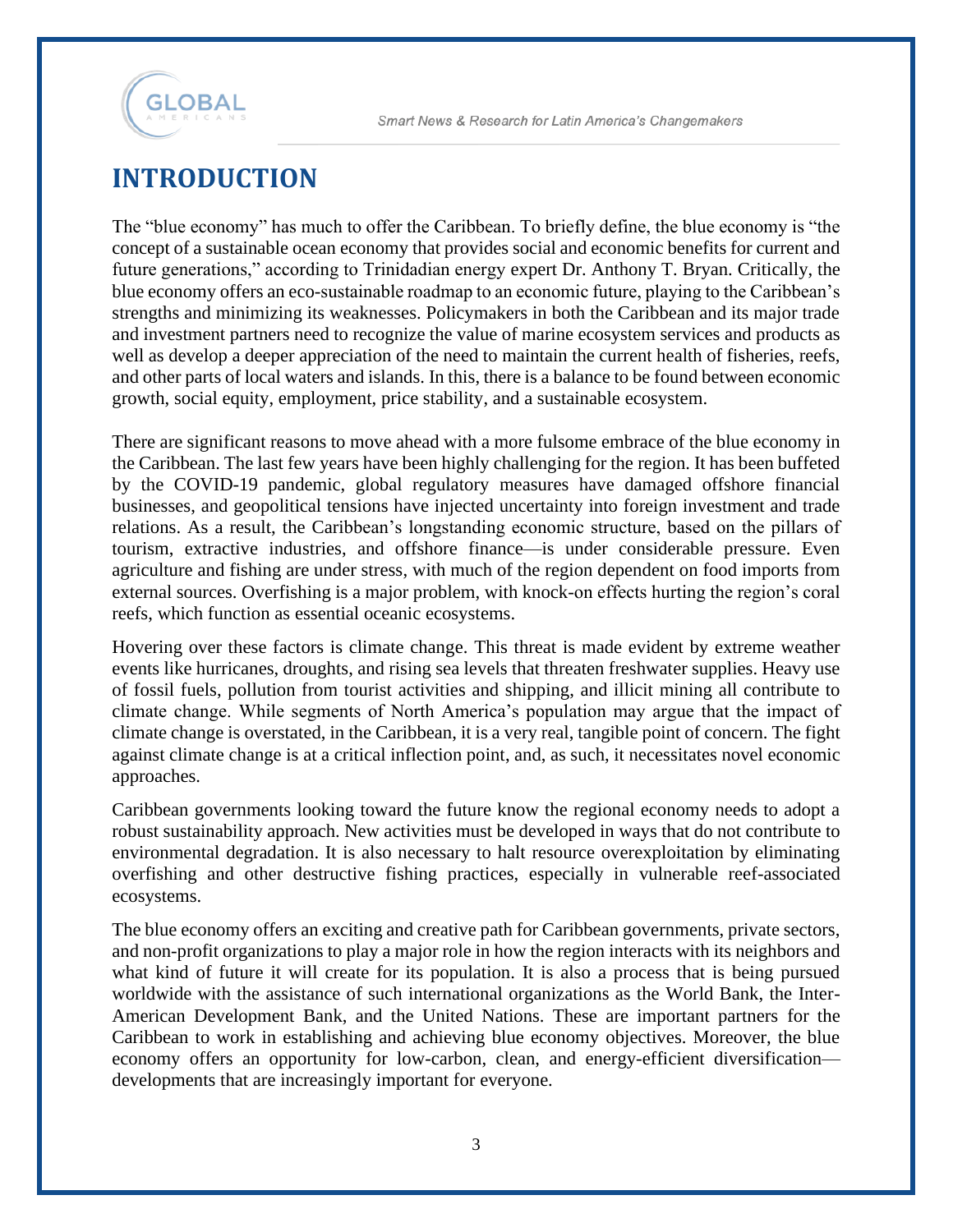# INTRODUCTION

The "blue economy" has much to offer the Caribbean. To briefly define, the blue economy is "the concept of a sustainable ocean economy that provides social and economic benefits for current and future generations," according to Trinidadian energy expert Dr. Anthony T. Bryan. Critically, the blue economy offers an eco-sustainable roadmap to an economic future, playing to the Caribbean's strengths and minimizing its weaknesses. Policymakers in both the Caribbean and its major trade and investment partners need to recognize the value of marine ecosystem services and products as well as develop a deeper appreciation of the need to maintain the current health of fisheries, reefs, and other parts of local waters and islands. In this, there is a balance to be found between economic growth, social equity, employment, price stability, and a sustainable ecosystem.

There are significant reasons to move ahead with a more fulsome embrace of the blue economy in the Caribbean. The last few years have been highly challenging for the region. It has been buffeted by the COVID-19 pandemic, global regulatory measures have damaged offshore financial businesses, and geopolitical tensions have injected uncertainty into foreign investment and trade relations. As a result, the Caribbean's longstanding economic structure, based on the pillars of tourism, extractive industries, and offshore finance—is under considerable pressure. Even agriculture and fishing are under stress, with much of the region dependent on food imports from external sources. Overfishing is a major problem, with knock-on effects hurting the region's coral reefs, which function as essential oceanic ecosystems.

Hovering over these factors is climate change. This threat is made evident by extreme weather events like hurricanes, droughts, and rising sea levels that threaten freshwater supplies. Heavy use of fossil fuels, pollution from tourist activities and shipping, and illicit mining all contribute to climate change. While segments of North America's population may argue that the impact of climate change is overstated, in the Caribbean, it is a very real, tangible point of concern. The fight against climate change is at a critical inflection point, and, as such, it necessitates novel economic approaches.

Caribbean governments looking toward the future know the regional economy needs to adopt a robust sustainability approach. New activities must be developed in ways that do not contribute to environmental degradation. It is also necessary to halt resource overexploitation by eliminating overfishing and other destructive fishing practices, especially in vulnerable reef-associated ecosystems.

The blue economy offers an exciting and creative path for Caribbean governments, private sectors, and non-profit organizations to play a major role in how the region interacts with its neighbors and what kind of future it will create for its population. It is also a process that is being pursued worldwide with the assistance of such international organizations as the World Bank, the Inter-American Development Bank, and the United Nations. These are important partners for the Caribbean to work in establishing and achieving blue economy objectives. Moreover, the blue economy offers an opportunity for low-carbon, clean, and energy-efficient diversification—developments that are increasingly important for everyone.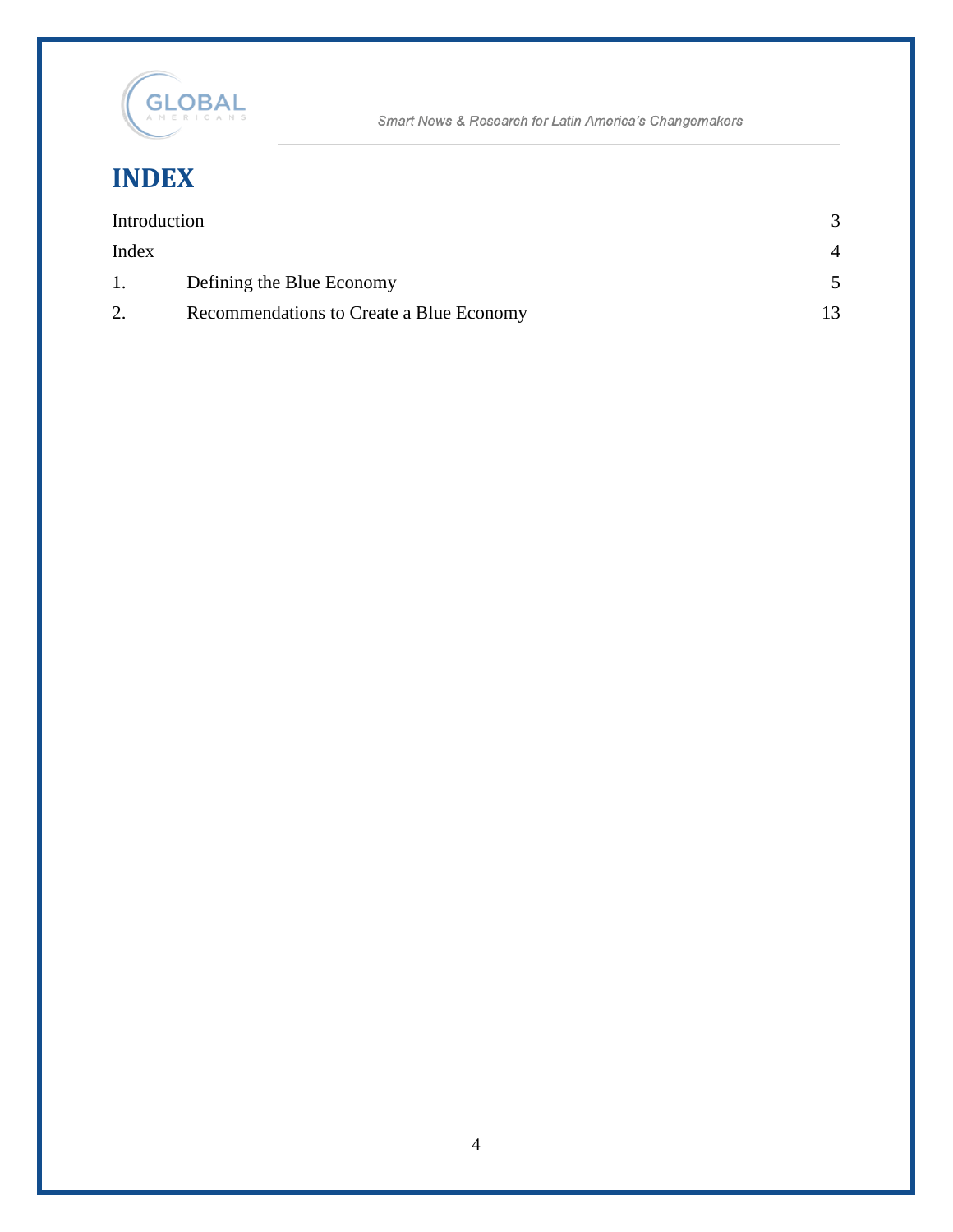# INDEX

| | | |
|---|---|---|
| Introduction | | 3 |
| Index | | 4 |
| 1. | Defining the Blue Economy | 5 |
| 2. | Recommendations to Create a Blue Economy | 13 |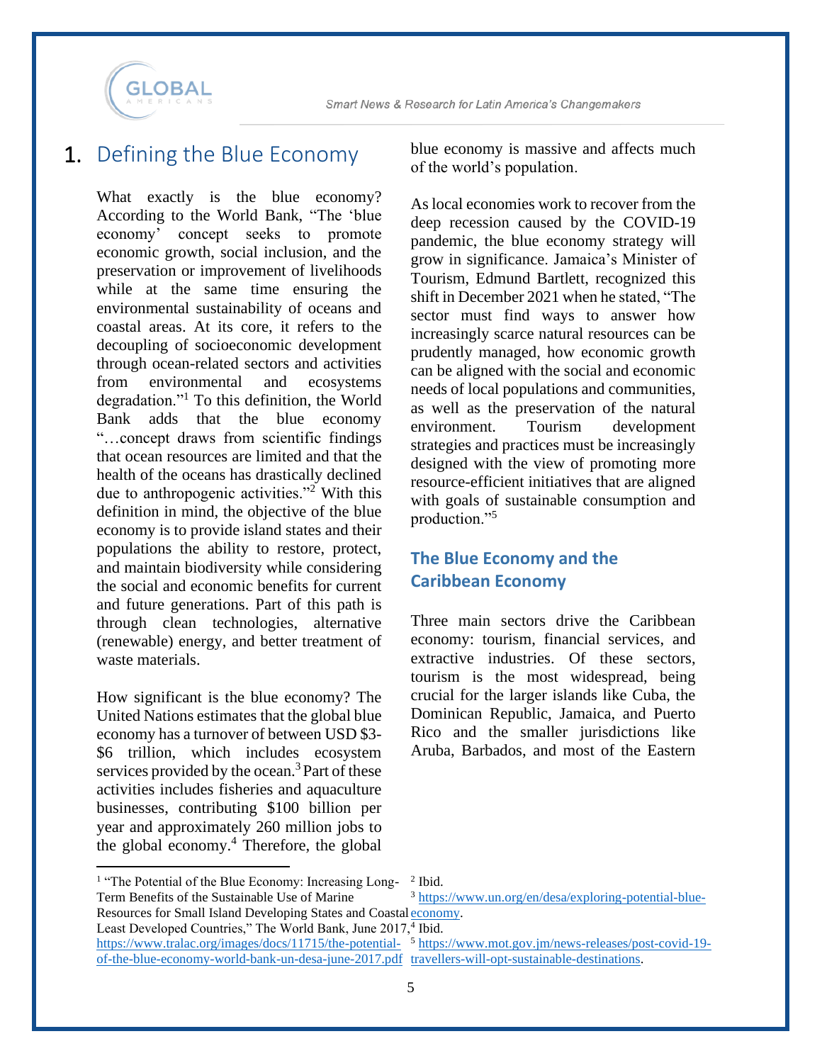# 1. Defining the Blue Economy

What exactly is the blue economy? According to the World Bank, "The 'blue economy' concept seeks to promote economic growth, social inclusion, and the preservation or improvement of livelihoods while at the same time ensuring the environmental sustainability of oceans and coastal areas. At its core, it refers to the decoupling of socioeconomic development through ocean-related sectors and activities from environmental and ecosystems degradation."[1] To this definition, the World Bank adds that the blue economy "…concept draws from scientific findings that ocean resources are limited and that the health of the oceans has drastically declined due to anthropogenic activities."[2] With this definition in mind, the objective of the blue economy is to provide island states and their populations the ability to restore, protect, and maintain biodiversity while considering the social and economic benefits for current and future generations. Part of this path is through clean technologies, alternative (renewable) energy, and better treatment of waste materials.

How significant is the blue economy? The United Nations estimates that the global blue economy has a turnover of between USD $3-$6 trillion, which includes ecosystem services provided by the ocean.[3] Part of these activities includes fisheries and aquaculture businesses, contributing $100 billion per year and approximately 260 million jobs to the global economy.[4] Therefore, the global blue economy is massive and affects much of the world's population.

As local economies work to recover from the deep recession caused by the COVID-19 pandemic, the blue economy strategy will grow in significance. Jamaica's Minister of Tourism, Edmund Bartlett, recognized this shift in December 2021 when he stated, "The sector must find ways to answer how increasingly scarce natural resources can be prudently managed, how economic growth can be aligned with the social and economic needs of local populations and communities, as well as the preservation of the natural environment. Tourism development strategies and practices must be increasingly designed with the view of promoting more resource-efficient initiatives that are aligned with goals of sustainable consumption and production."[5]

## The Blue Economy and the Caribbean Economy

Three main sectors drive the Caribbean economy: tourism, financial services, and extractive industries. Of these sectors, tourism is the most widespread, being crucial for the larger islands like Cuba, the Dominican Republic, Jamaica, and Puerto Rico and the smaller jurisdictions like Aruba, Barbados, and most of the Eastern

---

[1] "The Potential of the Blue Economy: Increasing Long-Term Benefits of the Sustainable Use of Marine Resources for Small Island Developing States and Coastal Least Developed Countries," The World Bank, June 2017, https://www.tralac.org/images/docs/11715/the-potential-of-the-blue-economy-world-bank-un-desa-june-2017.pdf

[2] Ibid.

[3] https://www.un.org/en/desa/exploring-potential-blue-economy.

[4] Ibid.

[5] https://www.mot.gov.jm/news-releases/post-covid-19-travellers-will-opt-sustainable-destinations.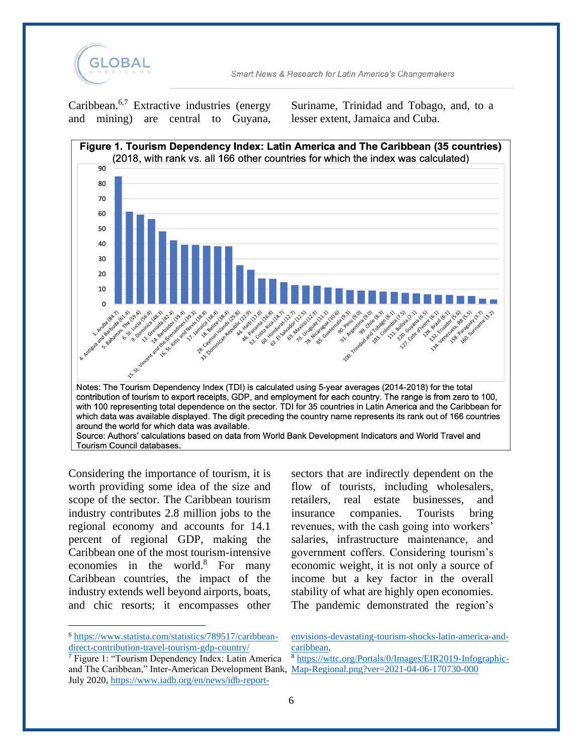Caribbean.[6,7] Extractive industries (energy and mining) are central to Guyana, Suriname, Trinidad and Tobago, and, to a lesser extent, Jamaica and Cuba.

**Figure 1. Tourism Dependency Index: Latin America and The Caribbean (35 countries)**
(2018, with rank vs. all 166 other countries for which the index was calculated)

| Country | TDI |
|---|---|
| 1. Aruba | 84.7 |
| 4. Antigua and Barbuda | 61.4 |
| 5. Bahamas, The | 59.4 |
| 6. St. Lucia | 56.4 |
| 9. Dominica | 48.3 |
| 11. Grenada | 42.4 |
| 14. Barbados | 39.4 |
| 15. St. Vincent and the Grenadines | 39.3 |
| 16. St. Kitts and Nevis | 38.8 |
| 17. Jamaica | 38.4 |
| 18. Belize | 38.4 |
| 28. Cayman Islands | 25.8 |
| 33. Dominican Republic | 22.9 |
| 44. Haiti | 17.0 |
| 46. Panama | 16.8 |
| 52. Costa Rica | 14.7 |
| 60. Honduras | 12.7 |
| 62. El Salvador | 12.5 |
| 63. Mexico | 12.3 |
| 73. Uruguay | 11.1 |
| 78. Nicaragua | 10.6 |
| 85. Guatemala | 9.3 |
| 90. Peru | 9.0 |
| 91. Argentina | 9.0 |
| 99. Chile | 8.3 |
| 100. Trinidad and Tobago | 8.1 |
| 103. Colombia | 7.5 |
| 111. Bolivia | 7.1 |
| 120. Guyana | 6.5 |
| 127. Cote d'Ivoire | 6.1 |
| 128. Brazil | 6.1 |
| 132. Ecuador | 5.6 |
| 134. Venezuela, RB | 5.5 |
| 158. Paraguay | 3.7 |
| 160. Suriname | 3.2 |

Notes: The Tourism Dependency Index (TDI) is calculated using 5-year averages (2014-2018) for the total contribution of tourism to export receipts, GDP, and employment for each country. The range is from zero to 100, with 100 representing total dependence on the sector. TDI for 35 countries in Latin America and the Caribbean for which data was available displayed. The digit preceding the country name represents its rank out of 166 countries around the world for which data was available.
Source: Authors' calculations based on data from World Bank Development Indicators and World Travel and Tourism Council databases.

Considering the importance of tourism, it is worth providing some idea of the size and scope of the sector. The Caribbean tourism industry contributes 2.8 million jobs to the regional economy and accounts for 14.1 percent of regional GDP, making the Caribbean one of the most tourism-intensive economies in the world.[8] For many Caribbean countries, the impact of the industry extends well beyond airports, boats, and chic resorts; it encompasses other sectors that are indirectly dependent on the flow of tourists, including wholesalers, retailers, real estate businesses, and insurance companies. Tourists bring revenues, with the cash going into workers' salaries, infrastructure maintenance, and government coffers. Considering tourism's economic weight, it is not only a source of income but a key factor in the overall stability of what are highly open economies. The pandemic demonstrated the region's

---

[6] https://www.statista.com/statistics/789517/caribbean-direct-contribution-travel-tourism-gdp-country/

[7] Figure 1: "Tourism Dependency Index: Latin America and The Caribbean," Inter-American Development Bank, July 2020, https://www.iadb.org/en/news/idb-report-envisions-devastating-tourism-shocks-latin-america-and-caribbean.

[8] https://wttc.org/Portals/0/Images/EIR2019-Infographic-Map-Regional.png?ver=2021-04-06-170730-000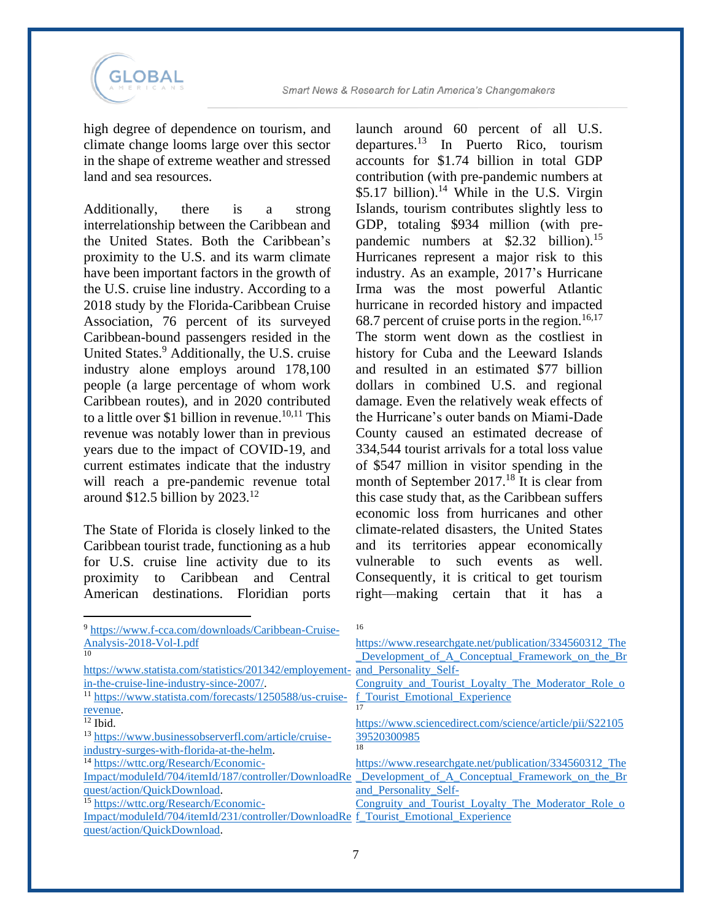high degree of dependence on tourism, and climate change looms large over this sector in the shape of extreme weather and stressed land and sea resources.

Additionally, there is a strong interrelationship between the Caribbean and the United States. Both the Caribbean's proximity to the U.S. and its warm climate have been important factors in the growth of the U.S. cruise line industry. According to a 2018 study by the Florida-Caribbean Cruise Association, 76 percent of its surveyed Caribbean-bound passengers resided in the United States.[9] Additionally, the U.S. cruise industry alone employs around 178,100 people (a large percentage of whom work Caribbean routes), and in 2020 contributed to a little over $1 billion in revenue.[10,11] This revenue was notably lower than in previous years due to the impact of COVID-19, and current estimates indicate that the industry will reach a pre-pandemic revenue total around $12.5 billion by 2023.[12]

The State of Florida is closely linked to the Caribbean tourist trade, functioning as a hub for U.S. cruise line activity due to its proximity to Caribbean and Central American destinations. Floridian ports launch around 60 percent of all U.S. departures.[13] In Puerto Rico, tourism accounts for $1.74 billion in total GDP contribution (with pre-pandemic numbers at $5.17 billion).[14] While in the U.S. Virgin Islands, tourism contributes slightly less to GDP, totaling $934 million (with pre-pandemic numbers at $2.32 billion).[15] Hurricanes represent a major risk to this industry. As an example, 2017's Hurricane Irma was the most powerful Atlantic hurricane in recorded history and impacted 68.7 percent of cruise ports in the region.[16,17] The storm went down as the costliest in history for Cuba and the Leeward Islands and resulted in an estimated $77 billion dollars in combined U.S. and regional damage. Even the relatively weak effects of the Hurricane's outer bands on Miami-Dade County caused an estimated decrease of 334,544 tourist arrivals for a total loss value of $547 million in visitor spending in the month of September 2017.[18] It is clear from this case study that, as the Caribbean suffers economic loss from hurricanes and other climate-related disasters, the United States and its territories appear economically vulnerable to such events as well. Consequently, it is critical to get tourism right—making certain that it has a

---

[9] https://www.f-cca.com/downloads/Caribbean-Cruise-Analysis-2018-Vol-I.pdf

[10] https://www.statista.com/statistics/201342/employement-in-the-cruise-line-industry-since-2007/.

[11] https://www.statista.com/forecasts/1250588/us-cruise-revenue.

[12] Ibid.

[13] https://www.businessobserverfl.com/article/cruise-industry-surges-with-florida-at-the-helm.

[14] https://wttc.org/Research/Economic-Impact/moduleId/704/itemId/187/controller/DownloadRequest/action/QuickDownload.

[15] https://wttc.org/Research/Economic-Impact/moduleId/704/itemId/231/controller/DownloadRequest/action/QuickDownload.

[16] https://www.researchgate.net/publication/334560312_The_Development_of_A_Conceptual_Framework_on_the_Brand_Personality_Self-Congruity_and_Tourist_Loyalty_The_Moderator_Role_of_Tourist_Emotional_Experience

[17] https://www.sciencedirect.com/science/article/pii/S2210539520300985

[18] https://www.researchgate.net/publication/334560312_The_Development_of_A_Conceptual_Framework_on_the_Brand_Personality_Self-Congruity_and_Tourist_Loyalty_The_Moderator_Role_of_Tourist_Emotional_Experience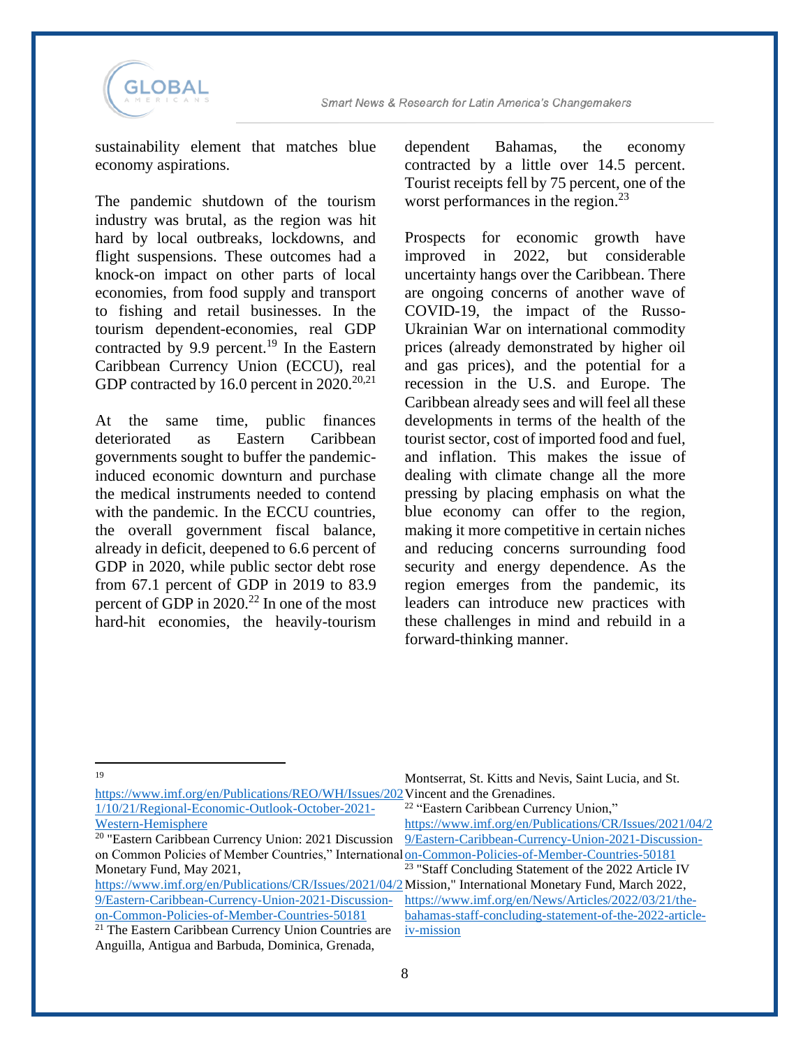sustainability element that matches blue economy aspirations.

The pandemic shutdown of the tourism industry was brutal, as the region was hit hard by local outbreaks, lockdowns, and flight suspensions. These outcomes had a knock-on impact on other parts of local economies, from food supply and transport to fishing and retail businesses. In the tourism dependent-economies, real GDP contracted by 9.9 percent.[19] In the Eastern Caribbean Currency Union (ECCU), real GDP contracted by 16.0 percent in 2020.[20,21]

At the same time, public finances deteriorated as Eastern Caribbean governments sought to buffer the pandemic-induced economic downturn and purchase the medical instruments needed to contend with the pandemic. In the ECCU countries, the overall government fiscal balance, already in deficit, deepened to 6.6 percent of GDP in 2020, while public sector debt rose from 67.1 percent of GDP in 2019 to 83.9 percent of GDP in 2020.[22] In one of the most hard-hit economies, the heavily-tourism dependent Bahamas, the economy contracted by a little over 14.5 percent. Tourist receipts fell by 75 percent, one of the worst performances in the region.[23]

Prospects for economic growth have improved in 2022, but considerable uncertainty hangs over the Caribbean. There are ongoing concerns of another wave of COVID-19, the impact of the Russo-Ukrainian War on international commodity prices (already demonstrated by higher oil and gas prices), and the potential for a recession in the U.S. and Europe. The Caribbean already sees and will feel all these developments in terms of the health of the tourist sector, cost of imported food and fuel, and inflation. This makes the issue of dealing with climate change all the more pressing by placing emphasis on what the blue economy can offer to the region, making it more competitive in certain niches and reducing concerns surrounding food security and energy dependence. As the region emerges from the pandemic, its leaders can introduce new practices with these challenges in mind and rebuild in a forward-thinking manner.

---

[19] https://www.imf.org/en/Publications/REO/WH/Issues/2021/10/21/Regional-Economic-Outlook-October-2021-Western-Hemisphere

[20] "Eastern Caribbean Currency Union: 2021 Discussion on Common Policies of Member Countries," International Monetary Fund, May 2021, https://www.imf.org/en/Publications/CR/Issues/2021/04/29/Eastern-Caribbean-Currency-Union-2021-Discussion-on-Common-Policies-of-Member-Countries-50181

[21] The Eastern Caribbean Currency Union Countries are Anguilla, Antigua and Barbuda, Dominica, Grenada, Montserrat, St. Kitts and Nevis, Saint Lucia, and St. Vincent and the Grenadines.

[22] "Eastern Caribbean Currency Union," https://www.imf.org/en/Publications/CR/Issues/2021/04/29/Eastern-Caribbean-Currency-Union-2021-Discussion-on-Common-Policies-of-Member-Countries-50181

[23] "Staff Concluding Statement of the 2022 Article IV Mission," International Monetary Fund, March 2022, https://www.imf.org/en/News/Articles/2022/03/21/the-bahamas-staff-concluding-statement-of-the-2022-article-iv-mission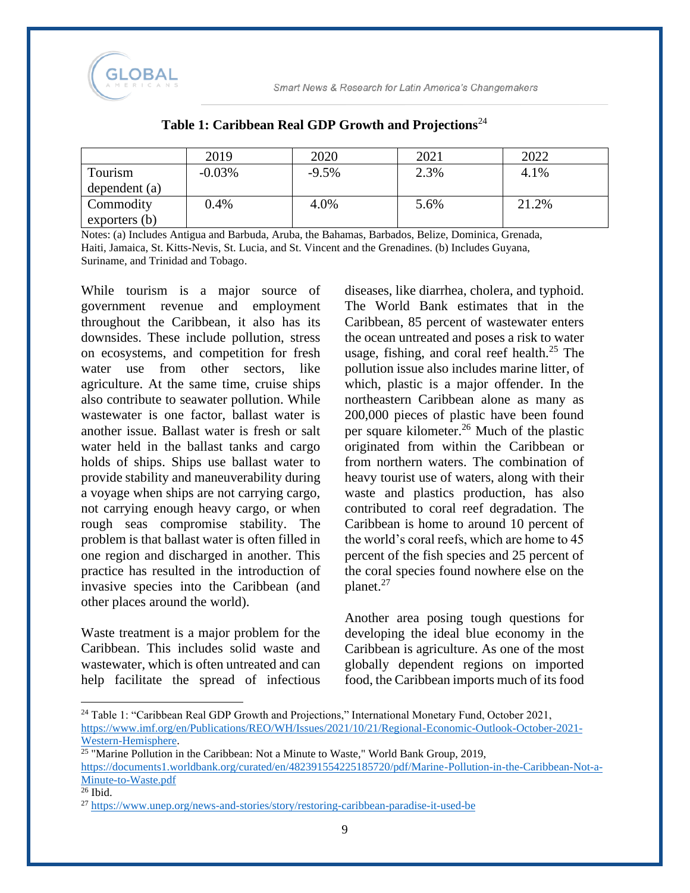**Table 1: Caribbean Real GDP Growth and Projections**[24]

| | 2019 | 2020 | 2021 | 2022 |
|---|---|---|---|---|
| Tourism dependent (a) | -0.03% | -9.5% | 2.3% | 4.1% |
| Commodity exporters (b) | 0.4% | 4.0% | 5.6% | 21.2% |

Notes: (a) Includes Antigua and Barbuda, Aruba, the Bahamas, Barbados, Belize, Dominica, Grenada, Haiti, Jamaica, St. Kitts-Nevis, St. Lucia, and St. Vincent and the Grenadines. (b) Includes Guyana, Suriname, and Trinidad and Tobago.

While tourism is a major source of government revenue and employment throughout the Caribbean, it also has its downsides. These include pollution, stress on ecosystems, and competition for fresh water use from other sectors, like agriculture. At the same time, cruise ships also contribute to seawater pollution. While wastewater is one factor, ballast water is another issue. Ballast water is fresh or salt water held in the ballast tanks and cargo holds of ships. Ships use ballast water to provide stability and maneuverability during a voyage when ships are not carrying cargo, not carrying enough heavy cargo, or when rough seas compromise stability. The problem is that ballast water is often filled in one region and discharged in another. This practice has resulted in the introduction of invasive species into the Caribbean (and other places around the world).

Waste treatment is a major problem for the Caribbean. This includes solid waste and wastewater, which is often untreated and can help facilitate the spread of infectious diseases, like diarrhea, cholera, and typhoid. The World Bank estimates that in the Caribbean, 85 percent of wastewater enters the ocean untreated and poses a risk to water usage, fishing, and coral reef health.[25] The pollution issue also includes marine litter, of which, plastic is a major offender. In the northeastern Caribbean alone as many as 200,000 pieces of plastic have been found per square kilometer.[26] Much of the plastic originated from within the Caribbean or from northern waters. The combination of heavy tourist use of waters, along with their waste and plastics production, has also contributed to coral reef degradation. The Caribbean is home to around 10 percent of the world's coral reefs, which are home to 45 percent of the fish species and 25 percent of the coral species found nowhere else on the planet.[27]

Another area posing tough questions for developing the ideal blue economy in the Caribbean is agriculture. As one of the most globally dependent regions on imported food, the Caribbean imports much of its food

---

[24] Table 1: "Caribbean Real GDP Growth and Projections," International Monetary Fund, October 2021, https://www.imf.org/en/Publications/REO/WH/Issues/2021/10/21/Regional-Economic-Outlook-October-2021-Western-Hemisphere.

[25] "Marine Pollution in the Caribbean: Not a Minute to Waste," World Bank Group, 2019, https://documents1.worldbank.org/curated/en/482391554225185720/pdf/Marine-Pollution-in-the-Caribbean-Not-a-Minute-to-Waste.pdf

[26] Ibid.

[27] https://www.unep.org/news-and-stories/story/restoring-caribbean-paradise-it-used-be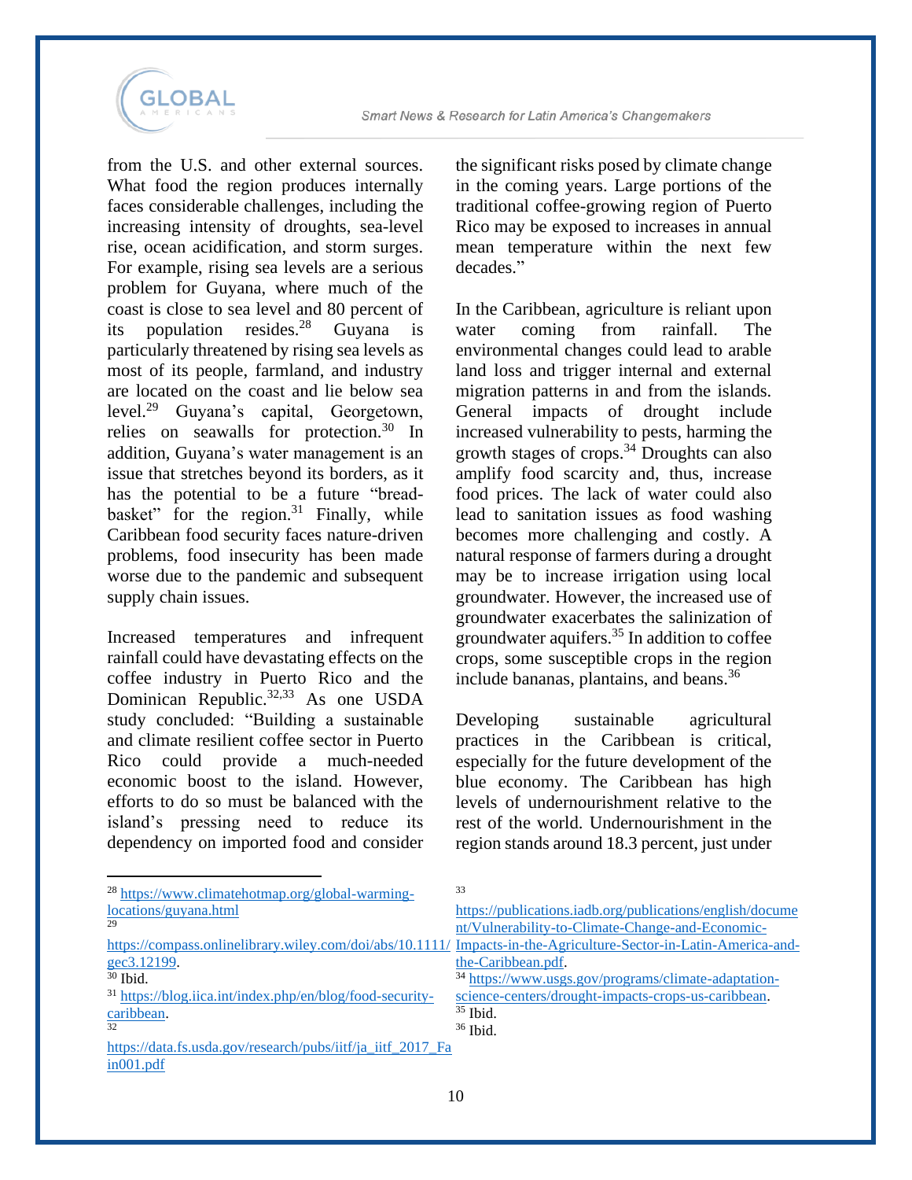from the U.S. and other external sources. What food the region produces internally faces considerable challenges, including the increasing intensity of droughts, sea-level rise, ocean acidification, and storm surges. For example, rising sea levels are a serious problem for Guyana, where much of the coast is close to sea level and 80 percent of its population resides.[28] Guyana is particularly threatened by rising sea levels as most of its people, farmland, and industry are located on the coast and lie below sea level.[29] Guyana's capital, Georgetown, relies on seawalls for protection.[30] In addition, Guyana's water management is an issue that stretches beyond its borders, as it has the potential to be a future "bread-basket" for the region.[31] Finally, while Caribbean food security faces nature-driven problems, food insecurity has been made worse due to the pandemic and subsequent supply chain issues.

Increased temperatures and infrequent rainfall could have devastating effects on the coffee industry in Puerto Rico and the Dominican Republic.[32,33] As one USDA study concluded: "Building a sustainable and climate resilient coffee sector in Puerto Rico could provide a much-needed economic boost to the island. However, efforts to do so must be balanced with the island's pressing need to reduce its dependency on imported food and consider the significant risks posed by climate change in the coming years. Large portions of the traditional coffee-growing region of Puerto Rico may be exposed to increases in annual mean temperature within the next few decades."

In the Caribbean, agriculture is reliant upon water coming from rainfall. The environmental changes could lead to arable land loss and trigger internal and external migration patterns in and from the islands. General impacts of drought include increased vulnerability to pests, harming the growth stages of crops.[34] Droughts can also amplify food scarcity and, thus, increase food prices. The lack of water could also lead to sanitation issues as food washing becomes more challenging and costly. A natural response of farmers during a drought may be to increase irrigation using local groundwater. However, the increased use of groundwater exacerbates the salinization of groundwater aquifers.[35] In addition to coffee crops, some susceptible crops in the region include bananas, plantains, and beans.[36]

Developing sustainable agricultural practices in the Caribbean is critical, especially for the future development of the blue economy. The Caribbean has high levels of undernourishment relative to the rest of the world. Undernourishment in the region stands around 18.3 percent, just under

---

[28] https://www.climatehotmap.org/global-warming-locations/guyana.html

[29] https://compass.onlinelibrary.wiley.com/doi/abs/10.1111/gec3.12199.

[30] Ibid.

[31] https://blog.iica.int/index.php/en/blog/food-security-caribbean.

[32] https://data.fs.usda.gov/research/pubs/iitf/ja_iitf_2017_Fain001.pdf

[33] https://publications.iadb.org/publications/english/document/Vulnerability-to-Climate-Change-and-Economic-Impacts-in-the-Agriculture-Sector-in-Latin-America-and-the-Caribbean.pdf.

[34] https://www.usgs.gov/programs/climate-adaptation-science-centers/drought-impacts-crops-us-caribbean.

[35] Ibid.

[36] Ibid.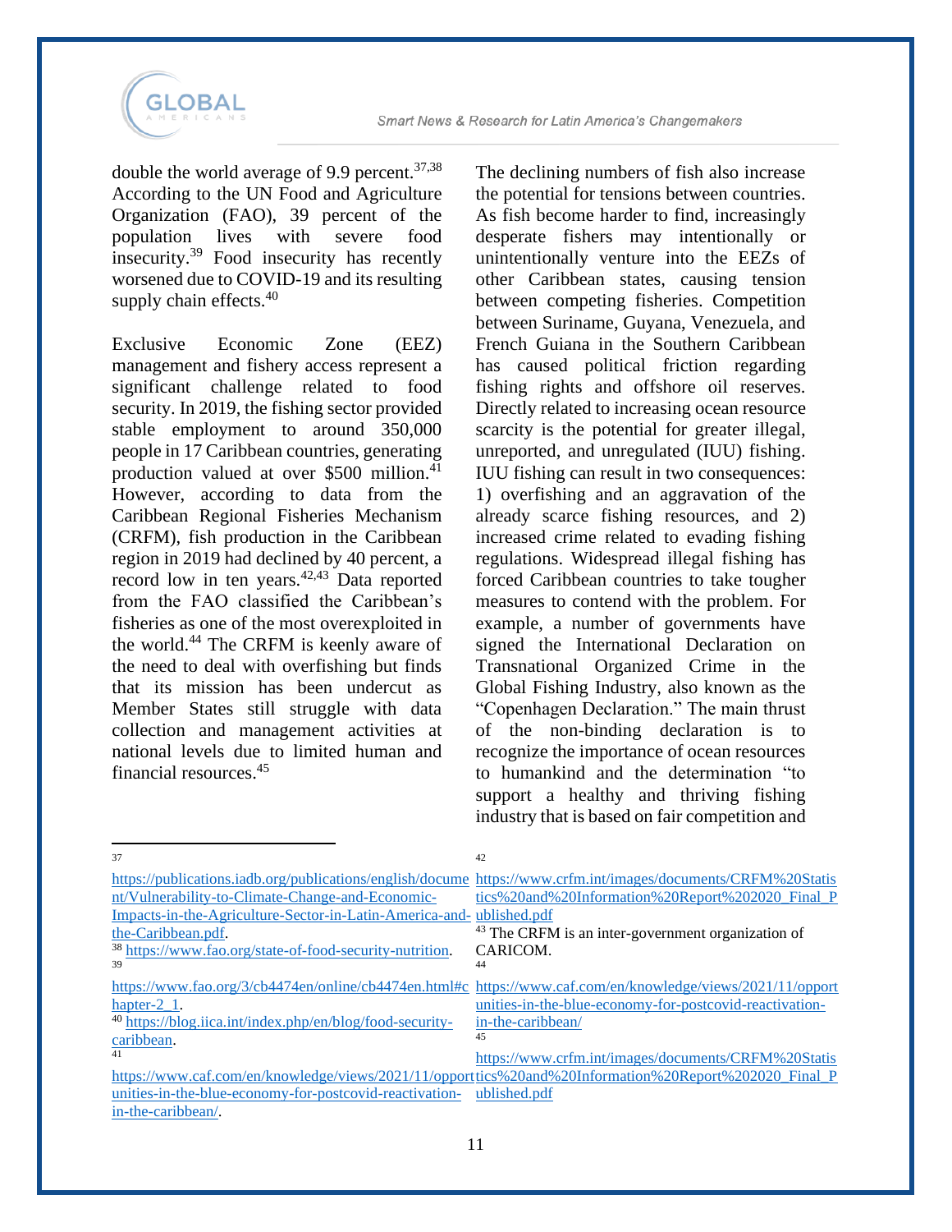double the world average of 9.9 percent.[37,38] According to the UN Food and Agriculture Organization (FAO), 39 percent of the population lives with severe food insecurity.[39] Food insecurity has recently worsened due to COVID-19 and its resulting supply chain effects.[40]

Exclusive Economic Zone (EEZ) management and fishery access represent a significant challenge related to food security. In 2019, the fishing sector provided stable employment to around 350,000 people in 17 Caribbean countries, generating production valued at over $500 million.[41] However, according to data from the Caribbean Regional Fisheries Mechanism (CRFM), fish production in the Caribbean region in 2019 had declined by 40 percent, a record low in ten years.[42,43] Data reported from the FAO classified the Caribbean's fisheries as one of the most overexploited in the world.[44] The CRFM is keenly aware of the need to deal with overfishing but finds that its mission has been undercut as Member States still struggle with data collection and management activities at national levels due to limited human and financial resources.[45]

The declining numbers of fish also increase the potential for tensions between countries. As fish become harder to find, increasingly desperate fishers may intentionally or unintentionally venture into the EEZs of other Caribbean states, causing tension between competing fisheries. Competition between Suriname, Guyana, Venezuela, and French Guiana in the Southern Caribbean has caused political friction regarding fishing rights and offshore oil reserves. Directly related to increasing ocean resource scarcity is the potential for greater illegal, unreported, and unregulated (IUU) fishing. IUU fishing can result in two consequences: 1) overfishing and an aggravation of the already scarce fishing resources, and 2) increased crime related to evading fishing regulations. Widespread illegal fishing has forced Caribbean countries to take tougher measures to contend with the problem. For example, a number of governments have signed the International Declaration on Transnational Organized Crime in the Global Fishing Industry, also known as the "Copenhagen Declaration." The main thrust of the non-binding declaration is to recognize the importance of ocean resources to humankind and the determination "to support a healthy and thriving fishing industry that is based on fair competition and

---

[37] https://publications.iadb.org/publications/english/document/Vulnerability-to-Climate-Change-and-Economic-Impacts-in-the-Agriculture-Sector-in-Latin-America-and-the-Caribbean.pdf.

[38] https://www.fao.org/state-of-food-security-nutrition.

[39] https://www.fao.org/3/cb4474en/online/cb4474en.html#chapter-2_1.

[40] https://blog.iica.int/index.php/en/blog/food-security-caribbean.

[41] https://www.caf.com/en/knowledge/views/2021/11/opportunities-in-the-blue-economy-for-postcovid-reactivation-in-the-caribbean/.

[42] https://www.crfm.int/images/documents/CRFM%20Statistics%20and%20Information%20Report%202020_Final_Published.pdf

[43] The CRFM is an inter-government organization of CARICOM.

[44] https://www.caf.com/en/knowledge/views/2021/11/opportunities-in-the-blue-economy-for-postcovid-reactivation-in-the-caribbean/

[45] https://www.crfm.int/images/documents/CRFM%20Statistics%20and%20Information%20Report%202020_Final_Published.pdf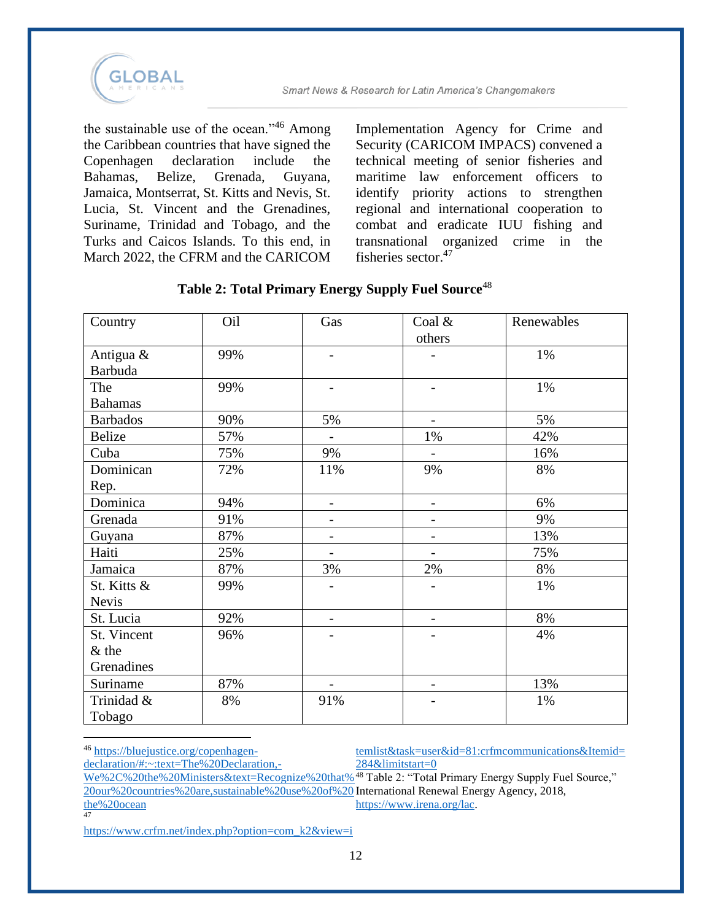the sustainable use of the ocean."[46] Among the Caribbean countries that have signed the Copenhagen declaration include the Bahamas, Belize, Grenada, Guyana, Jamaica, Montserrat, St. Kitts and Nevis, St. Lucia, St. Vincent and the Grenadines, Suriname, Trinidad and Tobago, and the Turks and Caicos Islands. To this end, in March 2022, the CFRM and the CARICOM Implementation Agency for Crime and Security (CARICOM IMPACS) convened a technical meeting of senior fisheries and maritime law enforcement officers to identify priority actions to strengthen regional and international cooperation to combat and eradicate IUU fishing and transnational organized crime in the fisheries sector.[47]

**Table 2: Total Primary Energy Supply Fuel Source**[48]

| Country | Oil | Gas | Coal & others | Renewables |
|---|---|---|---|---|
| Antigua & Barbuda | 99% | - | - | 1% |
| The Bahamas | 99% | - | - | 1% |
| Barbados | 90% | 5% | - | 5% |
| Belize | 57% | - | 1% | 42% |
| Cuba | 75% | 9% | - | 16% |
| Dominican Rep. | 72% | 11% | 9% | 8% |
| Dominica | 94% | - | - | 6% |
| Grenada | 91% | - | - | 9% |
| Guyana | 87% | - | - | 13% |
| Haiti | 25% | - | - | 75% |
| Jamaica | 87% | 3% | 2% | 8% |
| St. Kitts & Nevis | 99% | - | - | 1% |
| St. Lucia | 92% | - | - | 8% |
| St. Vincent & the Grenadines | 96% | - | - | 4% |
| Suriname | 87% | - | - | 13% |
| Trinidad & Tobago | 8% | 91% | - | 1% |

---

[46] https://bluejustice.org/copenhagen-declaration/#:~:text=The%20Declaration,-We%2C%20the%20Ministers&text=Recognize%20that%20our%20countries%20are,sustainable%20use%20of%20the%20ocean

[47] https://www.crfm.net/index.php?option=com_k2&view=itemlist&task=user&id=81:crfmcommunications&Itemid=284&limitstart=0

[48] Table 2: "Total Primary Energy Supply Fuel Source," International Renewal Energy Agency, 2018, https://www.irena.org/lac.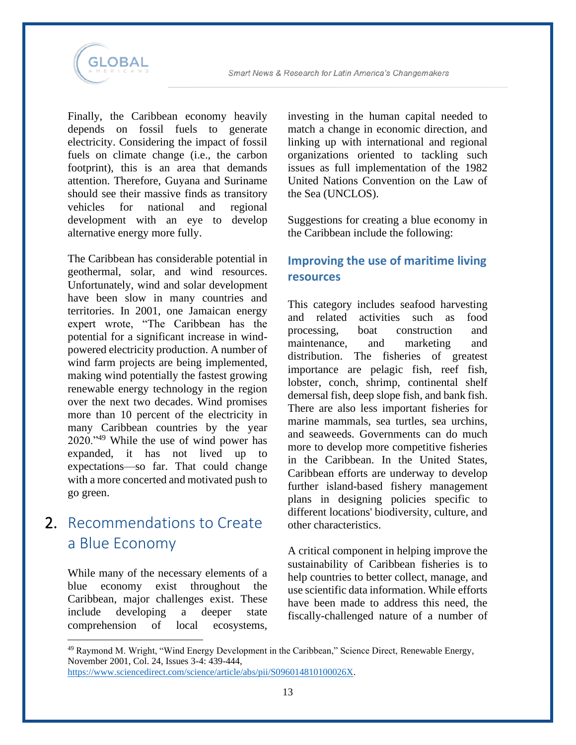Finally, the Caribbean economy heavily depends on fossil fuels to generate electricity. Considering the impact of fossil fuels on climate change (i.e., the carbon footprint), this is an area that demands attention. Therefore, Guyana and Suriname should see their massive finds as transitory vehicles for national and regional development with an eye to develop alternative energy more fully.

The Caribbean has considerable potential in geothermal, solar, and wind resources. Unfortunately, wind and solar development have been slow in many countries and territories. In 2001, one Jamaican energy expert wrote, "The Caribbean has the potential for a significant increase in wind-powered electricity production. A number of wind farm projects are being implemented, making wind potentially the fastest growing renewable energy technology in the region over the next two decades. Wind promises more than 10 percent of the electricity in many Caribbean countries by the year 2020."[49] While the use of wind power has expanded, it has not lived up to expectations—so far. That could change with a more concerted and motivated push to go green.

# 2. Recommendations to Create a Blue Economy

While many of the necessary elements of a blue economy exist throughout the Caribbean, major challenges exist. These include developing a deeper state comprehension of local ecosystems, investing in the human capital needed to match a change in economic direction, and linking up with international and regional organizations oriented to tackling such issues as full implementation of the 1982 United Nations Convention on the Law of the Sea (UNCLOS).

Suggestions for creating a blue economy in the Caribbean include the following:

## Improving the use of maritime living resources

This category includes seafood harvesting and related activities such as food processing, boat construction and maintenance, and marketing and distribution. The fisheries of greatest importance are pelagic fish, reef fish, lobster, conch, shrimp, continental shelf demersal fish, deep slope fish, and bank fish. There are also less important fisheries for marine mammals, sea turtles, sea urchins, and seaweeds. Governments can do much more to develop more competitive fisheries in the Caribbean. In the United States, Caribbean efforts are underway to develop further island-based fishery management plans in designing policies specific to different locations' biodiversity, culture, and other characteristics.

A critical component in helping improve the sustainability of Caribbean fisheries is to help countries to better collect, manage, and use scientific data information. While efforts have been made to address this need, the fiscally-challenged nature of a number of

---

[49] Raymond M. Wright, "Wind Energy Development in the Caribbean," Science Direct, Renewable Energy, November 2001, Col. 24, Issues 3-4: 439-444, https://www.sciencedirect.com/science/article/abs/pii/S096014810100026X.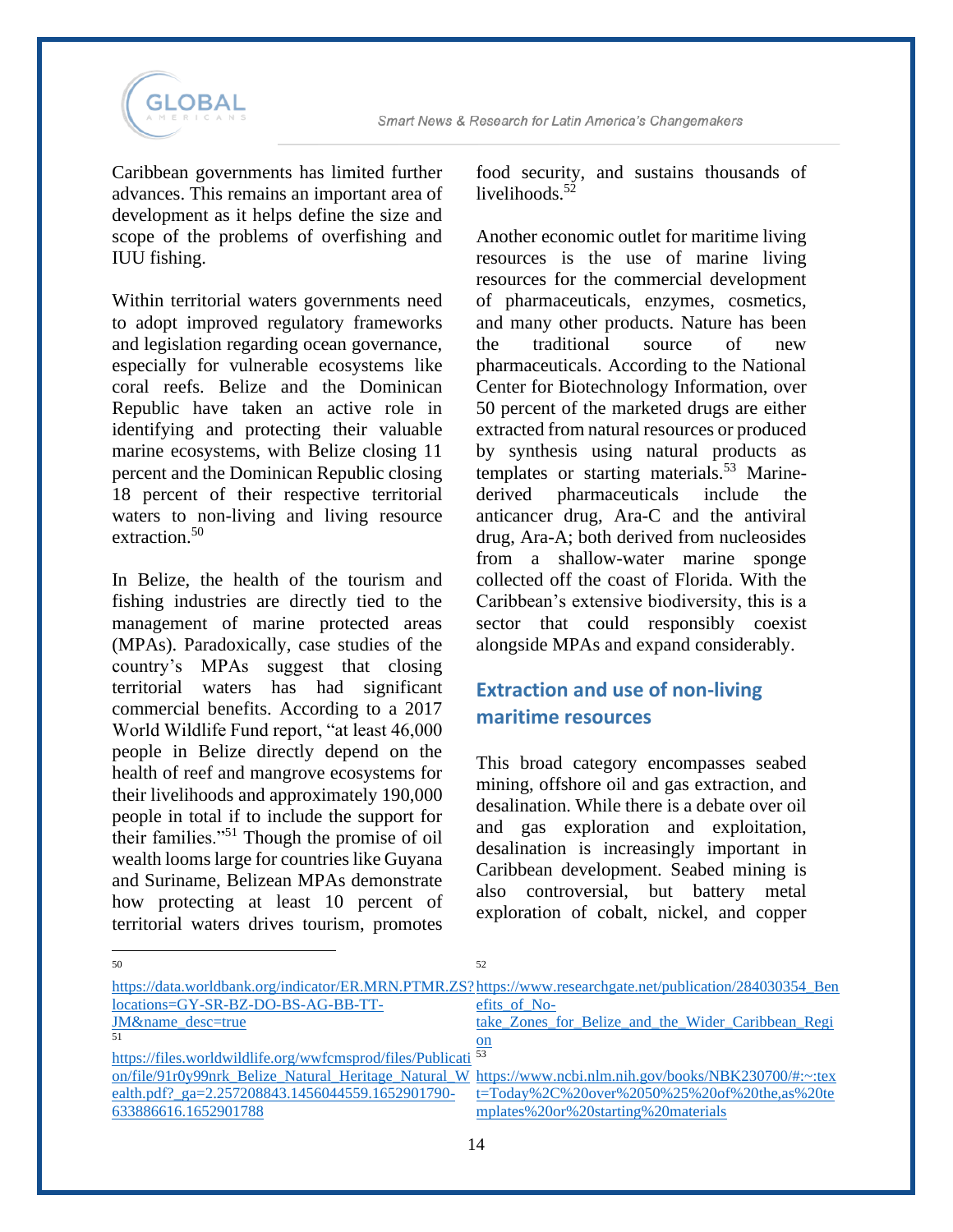Caribbean governments has limited further advances. This remains an important area of development as it helps define the size and scope of the problems of overfishing and IUU fishing.

Within territorial waters governments need to adopt improved regulatory frameworks and legislation regarding ocean governance, especially for vulnerable ecosystems like coral reefs. Belize and the Dominican Republic have taken an active role in identifying and protecting their valuable marine ecosystems, with Belize closing 11 percent and the Dominican Republic closing 18 percent of their respective territorial waters to non-living and living resource extraction.[50]

In Belize, the health of the tourism and fishing industries are directly tied to the management of marine protected areas (MPAs). Paradoxically, case studies of the country's MPAs suggest that closing territorial waters has had significant commercial benefits. According to a 2017 World Wildlife Fund report, "at least 46,000 people in Belize directly depend on the health of reef and mangrove ecosystems for their livelihoods and approximately 190,000 people in total if to include the support for their families."[51] Though the promise of oil wealth looms large for countries like Guyana and Suriname, Belizean MPAs demonstrate how protecting at least 10 percent of territorial waters drives tourism, promotes food security, and sustains thousands of livelihoods.[52]

Another economic outlet for maritime living resources is the use of marine living resources for the commercial development of pharmaceuticals, enzymes, cosmetics, and many other products. Nature has been the traditional source of new pharmaceuticals. According to the National Center for Biotechnology Information, over 50 percent of the marketed drugs are either extracted from natural resources or produced by synthesis using natural products as templates or starting materials.[53] Marine-derived pharmaceuticals include the anticancer drug, Ara-C and the antiviral drug, Ara-A; both derived from nucleosides from a shallow-water marine sponge collected off the coast of Florida. With the Caribbean's extensive biodiversity, this is a sector that could responsibly coexist alongside MPAs and expand considerably.

## Extraction and use of non-living maritime resources

This broad category encompasses seabed mining, offshore oil and gas extraction, and desalination. While there is a debate over oil and gas exploration and exploitation, desalination is increasingly important in Caribbean development. Seabed mining is also controversial, but battery metal exploration of cobalt, nickel, and copper

---

[50] https://data.worldbank.org/indicator/ER.MRN.PTMR.ZS?locations=GY-SR-BZ-DO-BS-AG-BB-TT-JM&name_desc=true

[51] https://files.worldwildlife.org/wwfcmsprod/files/Publication/file/91r0y99nrk_Belize_Natural_Heritage_Natural_Wealth.pdf?_ga=2.257208843.1456044559.1652901790-633886616.1652901788

[52] https://www.researchgate.net/publication/284030354_Benefits_of_No-take_Zones_for_Belize_and_the_Wider_Caribbean_Region

[53] https://www.ncbi.nlm.nih.gov/books/NBK230700/#:~:text=Today%2C%20over%2050%25%20of%20the,as%20templates%20or%20starting%20materials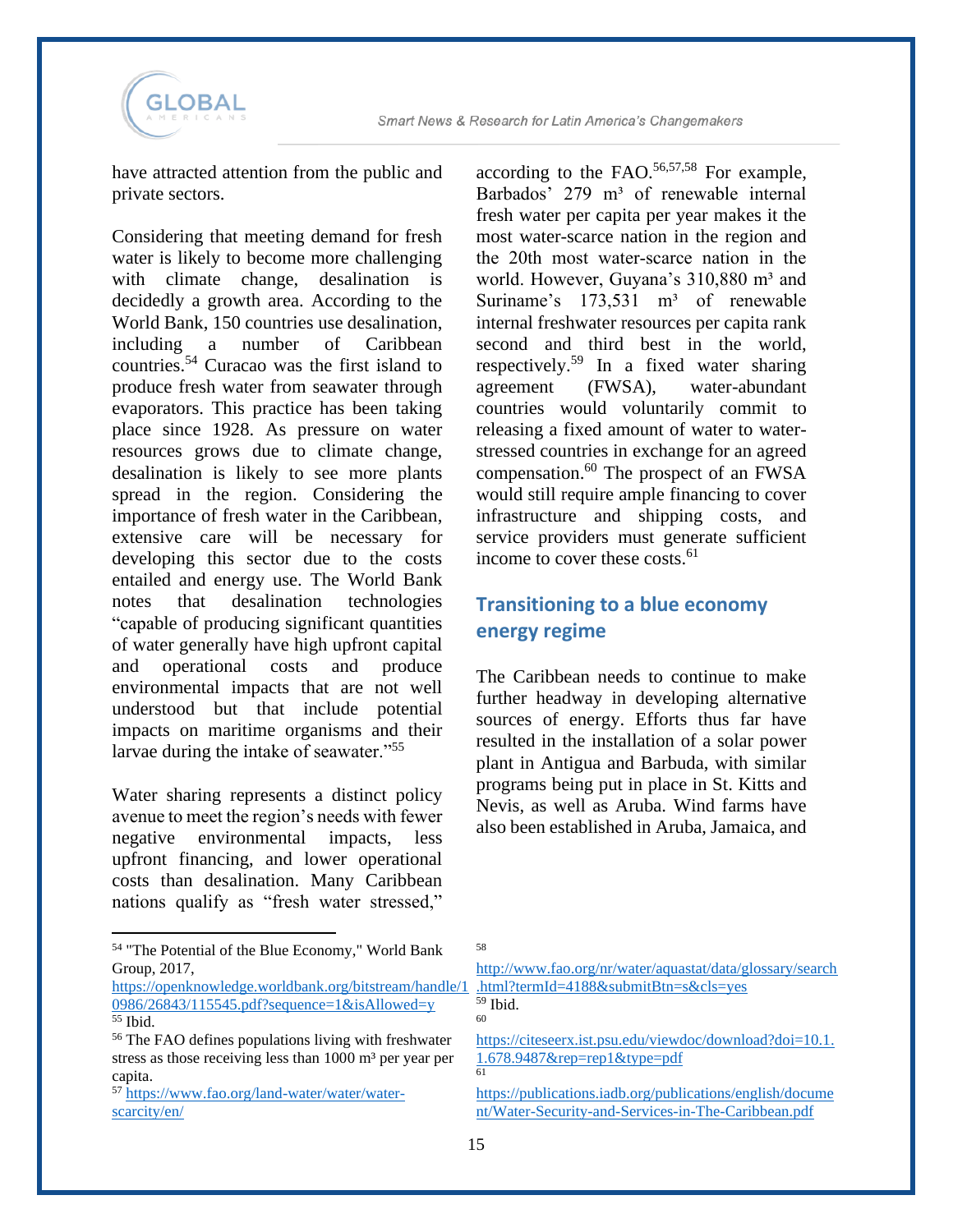have attracted attention from the public and private sectors.

Considering that meeting demand for fresh water is likely to become more challenging with climate change, desalination is decidedly a growth area. According to the World Bank, 150 countries use desalination, including a number of Caribbean countries.[54] Curacao was the first island to produce fresh water from seawater through evaporators. This practice has been taking place since 1928. As pressure on water resources grows due to climate change, desalination is likely to see more plants spread in the region. Considering the importance of fresh water in the Caribbean, extensive care will be necessary for developing this sector due to the costs entailed and energy use. The World Bank notes that desalination technologies "capable of producing significant quantities of water generally have high upfront capital and operational costs and produce environmental impacts that are not well understood but that include potential impacts on maritime organisms and their larvae during the intake of seawater."[55]

Water sharing represents a distinct policy avenue to meet the region's needs with fewer negative environmental impacts, less upfront financing, and lower operational costs than desalination. Many Caribbean nations qualify as "fresh water stressed," according to the FAO.[56,57,58] For example, Barbados' 279 m³ of renewable internal fresh water per capita per year makes it the most water-scarce nation in the region and the 20th most water-scarce nation in the world. However, Guyana's 310,880 m³ and Suriname's 173,531 m³ of renewable internal freshwater resources per capita rank second and third best in the world, respectively.[59] In a fixed water sharing agreement (FWSA), water-abundant countries would voluntarily commit to releasing a fixed amount of water to water-stressed countries in exchange for an agreed compensation.[60] The prospect of an FWSA would still require ample financing to cover infrastructure and shipping costs, and service providers must generate sufficient income to cover these costs.[61]

## Transitioning to a blue economy energy regime

The Caribbean needs to continue to make further headway in developing alternative sources of energy. Efforts thus far have resulted in the installation of a solar power plant in Antigua and Barbuda, with similar programs being put in place in St. Kitts and Nevis, as well as Aruba. Wind farms have also been established in Aruba, Jamaica, and

---

[54] "The Potential of the Blue Economy," World Bank Group, 2017, https://openknowledge.worldbank.org/bitstream/handle/10986/26843/115545.pdf?sequence=1&isAllowed=y

[55] Ibid.

[56] The FAO defines populations living with freshwater stress as those receiving less than 1000 m³ per year per capita.

[57] https://www.fao.org/land-water/water/water-scarcity/en/

[58] http://www.fao.org/nr/water/aquastat/data/glossary/search.html?termId=4188&submitBtn=s&cls=yes

[59] Ibid.

[60] https://citeseerx.ist.psu.edu/viewdoc/download?doi=10.1.1.678.9487&rep=rep1&type=pdf

[61] https://publications.iadb.org/publications/english/document/Water-Security-and-Services-in-The-Caribbean.pdf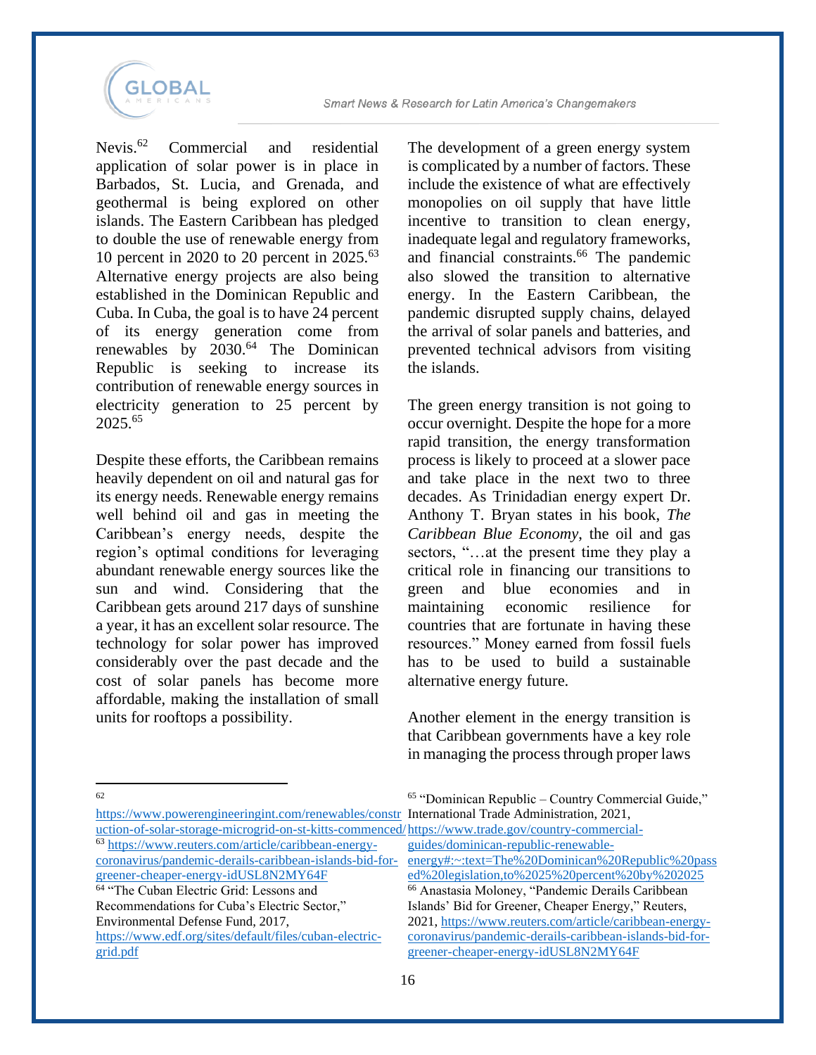Nevis.[62] Commercial and residential application of solar power is in place in Barbados, St. Lucia, and Grenada, and geothermal is being explored on other islands. The Eastern Caribbean has pledged to double the use of renewable energy from 10 percent in 2020 to 20 percent in 2025.[63] Alternative energy projects are also being established in the Dominican Republic and Cuba. In Cuba, the goal is to have 24 percent of its energy generation come from renewables by 2030.[64] The Dominican Republic is seeking to increase its contribution of renewable energy sources in electricity generation to 25 percent by 2025.[65]

Despite these efforts, the Caribbean remains heavily dependent on oil and natural gas for its energy needs. Renewable energy remains well behind oil and gas in meeting the Caribbean's energy needs, despite the region's optimal conditions for leveraging abundant renewable energy sources like the sun and wind. Considering that the Caribbean gets around 217 days of sunshine a year, it has an excellent solar resource. The technology for solar power has improved considerably over the past decade and the cost of solar panels has become more affordable, making the installation of small units for rooftops a possibility.

The development of a green energy system is complicated by a number of factors. These include the existence of what are effectively monopolies on oil supply that have little incentive to transition to clean energy, inadequate legal and regulatory frameworks, and financial constraints.[66] The pandemic also slowed the transition to alternative energy. In the Eastern Caribbean, the pandemic disrupted supply chains, delayed the arrival of solar panels and batteries, and prevented technical advisors from visiting the islands.

The green energy transition is not going to occur overnight. Despite the hope for a more rapid transition, the energy transformation process is likely to proceed at a slower pace and take place in the next two to three decades. As Trinidadian energy expert Dr. Anthony T. Bryan states in his book, *The Caribbean Blue Economy*, the oil and gas sectors, "…at the present time they play a critical role in financing our transitions to green and blue economies and in maintaining economic resilience for countries that are fortunate in having these resources." Money earned from fossil fuels has to be used to build a sustainable alternative energy future.

Another element in the energy transition is that Caribbean governments have a key role in managing the process through proper laws

---

[62] https://www.powerengineeringint.com/renewables/construction-of-solar-storage-microgrid-on-st-kitts-commenced/

[63] https://www.reuters.com/article/caribbean-energy-coronavirus/pandemic-derails-caribbean-islands-bid-for-greener-cheaper-energy-idUSL8N2MY64F

[64] "The Cuban Electric Grid: Lessons and Recommendations for Cuba's Electric Sector," Environmental Defense Fund, 2017, https://www.edf.org/sites/default/files/cuban-electric-grid.pdf

[65] "Dominican Republic – Country Commercial Guide," International Trade Administration, 2021, https://www.trade.gov/country-commercial-guides/dominican-republic-renewable-energy#:~:text=The%20Dominican%20Republic%20passed%20legislation,to%2025%20percent%20by%202025

[66] Anastasia Moloney, "Pandemic Derails Caribbean Islands' Bid for Greener, Cheaper Energy," Reuters, 2021, https://www.reuters.com/article/caribbean-energy-coronavirus/pandemic-derails-caribbean-islands-bid-for-greener-cheaper-energy-idUSL8N2MY64F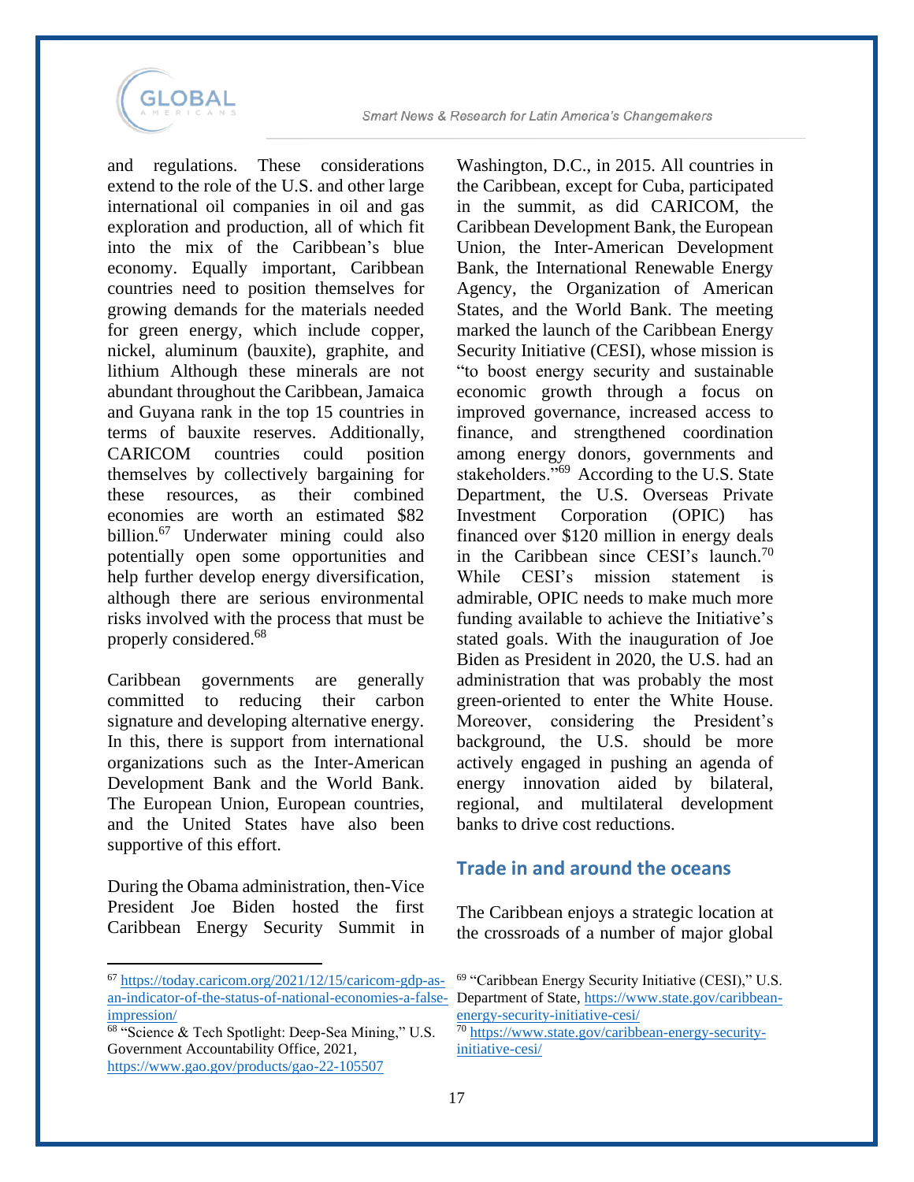and regulations. These considerations extend to the role of the U.S. and other large international oil companies in oil and gas exploration and production, all of which fit into the mix of the Caribbean's blue economy. Equally important, Caribbean countries need to position themselves for growing demands for the materials needed for green energy, which include copper, nickel, aluminum (bauxite), graphite, and lithium Although these minerals are not abundant throughout the Caribbean, Jamaica and Guyana rank in the top 15 countries in terms of bauxite reserves. Additionally, CARICOM countries could position themselves by collectively bargaining for these resources, as their combined economies are worth an estimated \$82 billion.[67] Underwater mining could also potentially open some opportunities and help further develop energy diversification, although there are serious environmental risks involved with the process that must be properly considered.[68]

Caribbean governments are generally committed to reducing their carbon signature and developing alternative energy. In this, there is support from international organizations such as the Inter-American Development Bank and the World Bank. The European Union, European countries, and the United States have also been supportive of this effort.

During the Obama administration, then-Vice President Joe Biden hosted the first Caribbean Energy Security Summit in Washington, D.C., in 2015. All countries in the Caribbean, except for Cuba, participated in the summit, as did CARICOM, the Caribbean Development Bank, the European Union, the Inter-American Development Bank, the International Renewable Energy Agency, the Organization of American States, and the World Bank. The meeting marked the launch of the Caribbean Energy Security Initiative (CESI), whose mission is "to boost energy security and sustainable economic growth through a focus on improved governance, increased access to finance, and strengthened coordination among energy donors, governments and stakeholders."[69] According to the U.S. State Department, the U.S. Overseas Private Investment Corporation (OPIC) has financed over \$120 million in energy deals in the Caribbean since CESI's launch.[70] While CESI's mission statement is admirable, OPIC needs to make much more funding available to achieve the Initiative's stated goals. With the inauguration of Joe Biden as President in 2020, the U.S. had an administration that was probably the most green-oriented to enter the White House. Moreover, considering the President's background, the U.S. should be more actively engaged in pushing an agenda of energy innovation aided by bilateral, regional, and multilateral development banks to drive cost reductions.

## Trade in and around the oceans

The Caribbean enjoys a strategic location at the crossroads of a number of major global

---

[67] https://today.caricom.org/2021/12/15/caricom-gdp-as-an-indicator-of-the-status-of-national-economies-a-false-impression/

[68] "Science & Tech Spotlight: Deep-Sea Mining," U.S. Government Accountability Office, 2021, https://www.gao.gov/products/gao-22-105507

[69] "Caribbean Energy Security Initiative (CESI)," U.S. Department of State, https://www.state.gov/caribbean-energy-security-initiative-cesi/

[70] https://www.state.gov/caribbean-energy-security-initiative-cesi/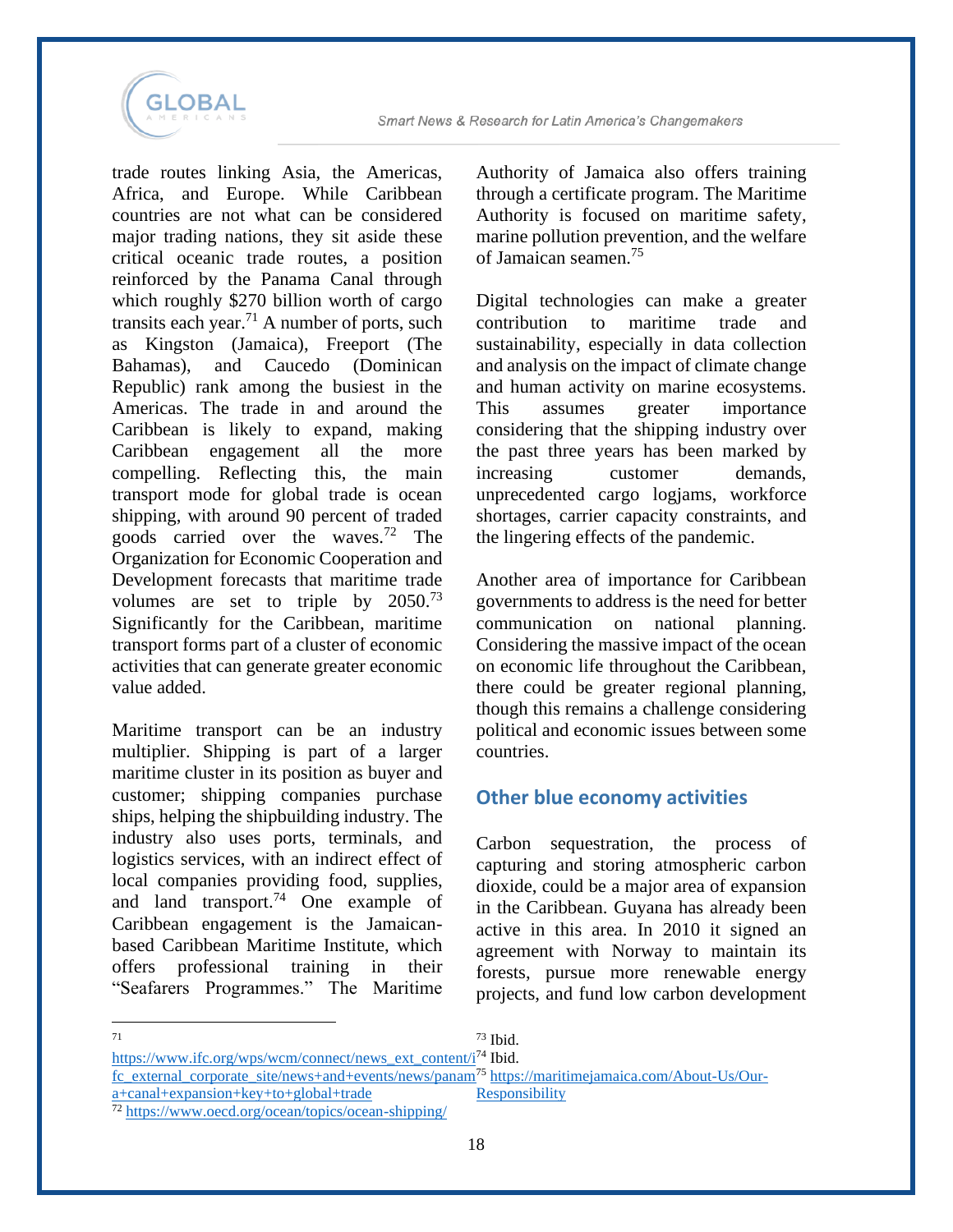trade routes linking Asia, the Americas, Africa, and Europe. While Caribbean countries are not what can be considered major trading nations, they sit aside these critical oceanic trade routes, a position reinforced by the Panama Canal through which roughly $270 billion worth of cargo transits each year.[71] A number of ports, such as Kingston (Jamaica), Freeport (The Bahamas), and Caucedo (Dominican Republic) rank among the busiest in the Americas. The trade in and around the Caribbean is likely to expand, making Caribbean engagement all the more compelling. Reflecting this, the main transport mode for global trade is ocean shipping, with around 90 percent of traded goods carried over the waves.[72] The Organization for Economic Cooperation and Development forecasts that maritime trade volumes are set to triple by 2050.[73] Significantly for the Caribbean, maritime transport forms part of a cluster of economic activities that can generate greater economic value added.

Maritime transport can be an industry multiplier. Shipping is part of a larger maritime cluster in its position as buyer and customer; shipping companies purchase ships, helping the shipbuilding industry. The industry also uses ports, terminals, and logistics services, with an indirect effect of local companies providing food, supplies, and land transport.[74] One example of Caribbean engagement is the Jamaican-based Caribbean Maritime Institute, which offers professional training in their "Seafarers Programmes." The Maritime Authority of Jamaica also offers training through a certificate program. The Maritime Authority is focused on maritime safety, marine pollution prevention, and the welfare of Jamaican seamen.[75]

Digital technologies can make a greater contribution to maritime trade and sustainability, especially in data collection and analysis on the impact of climate change and human activity on marine ecosystems. This assumes greater importance considering that the shipping industry over the past three years has been marked by increasing customer demands, unprecedented cargo logjams, workforce shortages, carrier capacity constraints, and the lingering effects of the pandemic.

Another area of importance for Caribbean governments to address is the need for better communication on national planning. Considering the massive impact of the ocean on economic life throughout the Caribbean, there could be greater regional planning, though this remains a challenge considering political and economic issues between some countries.

## Other blue economy activities

Carbon sequestration, the process of capturing and storing atmospheric carbon dioxide, could be a major area of expansion in the Caribbean. Guyana has already been active in this area. In 2010 it signed an agreement with Norway to maintain its forests, pursue more renewable energy projects, and fund low carbon development

---

[71] https://www.ifc.org/wps/wcm/connect/news_ext_content/ifc_external_corporate_site/news+and+events/news/panama+canal+expansion+key+to+global+trade

[72] https://www.oecd.org/ocean/topics/ocean-shipping/

[73] Ibid.

[74] Ibid.

[75] https://maritimejamaica.com/About-Us/Our-Responsibility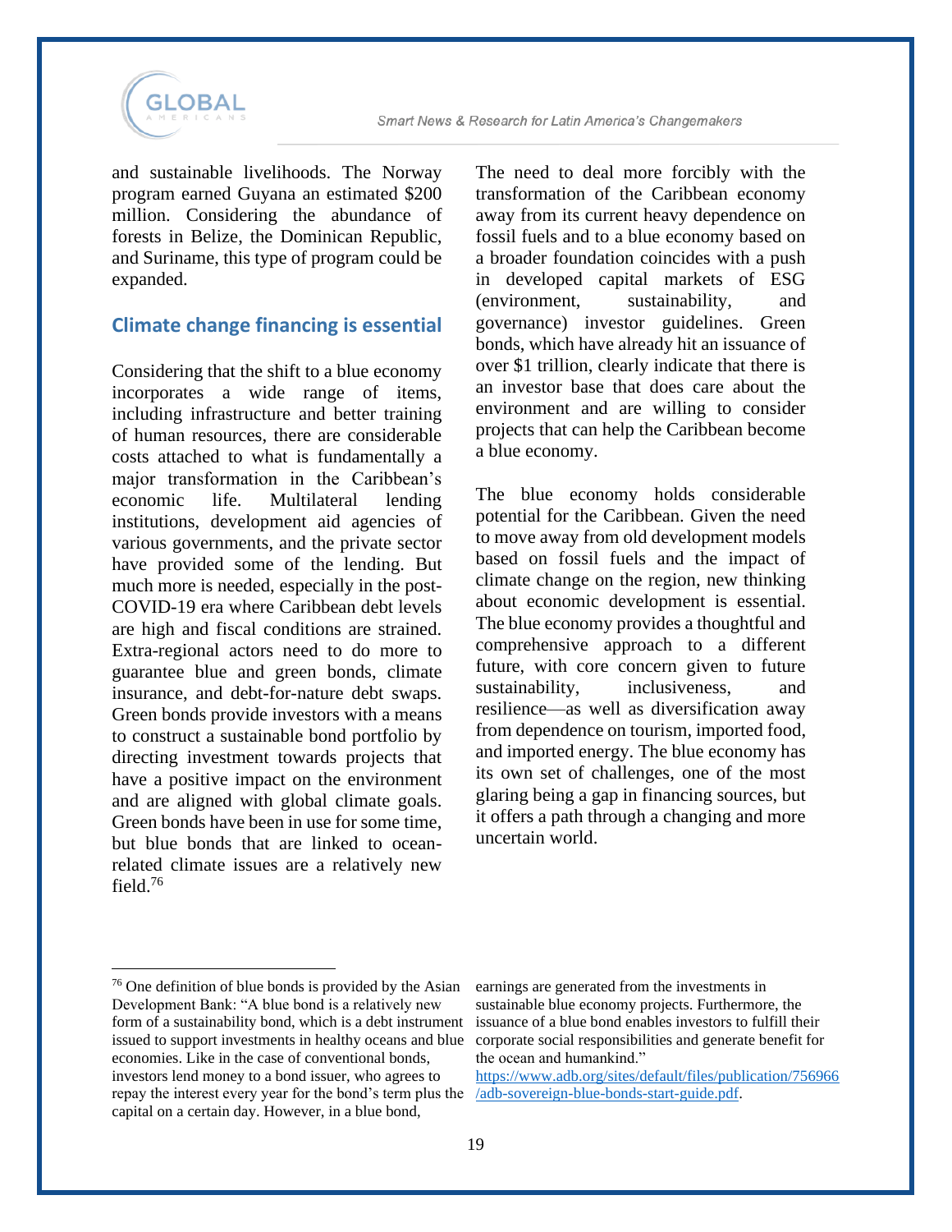and sustainable livelihoods. The Norway program earned Guyana an estimated $200 million. Considering the abundance of forests in Belize, the Dominican Republic, and Suriname, this type of program could be expanded.

## Climate change financing is essential

Considering that the shift to a blue economy incorporates a wide range of items, including infrastructure and better training of human resources, there are considerable costs attached to what is fundamentally a major transformation in the Caribbean's economic life. Multilateral lending institutions, development aid agencies of various governments, and the private sector have provided some of the lending. But much more is needed, especially in the post-COVID-19 era where Caribbean debt levels are high and fiscal conditions are strained. Extra-regional actors need to do more to guarantee blue and green bonds, climate insurance, and debt-for-nature debt swaps. Green bonds provide investors with a means to construct a sustainable bond portfolio by directing investment towards projects that have a positive impact on the environment and are aligned with global climate goals. Green bonds have been in use for some time, but blue bonds that are linked to ocean-related climate issues are a relatively new field.[76]

The need to deal more forcibly with the transformation of the Caribbean economy away from its current heavy dependence on fossil fuels and to a blue economy based on a broader foundation coincides with a push in developed capital markets of ESG (environment, sustainability, and governance) investor guidelines. Green bonds, which have already hit an issuance of over $1 trillion, clearly indicate that there is an investor base that does care about the environment and are willing to consider projects that can help the Caribbean become a blue economy.

The blue economy holds considerable potential for the Caribbean. Given the need to move away from old development models based on fossil fuels and the impact of climate change on the region, new thinking about economic development is essential. The blue economy provides a thoughtful and comprehensive approach to a different future, with core concern given to future sustainability, inclusiveness, and resilience—as well as diversification away from dependence on tourism, imported food, and imported energy. The blue economy has its own set of challenges, one of the most glaring being a gap in financing sources, but it offers a path through a changing and more uncertain world.

---

[76] One definition of blue bonds is provided by the Asian Development Bank: "A blue bond is a relatively new form of a sustainability bond, which is a debt instrument issued to support investments in healthy oceans and blue economies. Like in the case of conventional bonds, investors lend money to a bond issuer, who agrees to repay the interest every year for the bond's term plus the capital on a certain day. However, in a blue bond, earnings are generated from the investments in sustainable blue economy projects. Furthermore, the issuance of a blue bond enables investors to fulfill their corporate social responsibilities and generate benefit for the ocean and humankind." https://www.adb.org/sites/default/files/publication/756966/adb-sovereign-blue-bonds-start-guide.pdf.